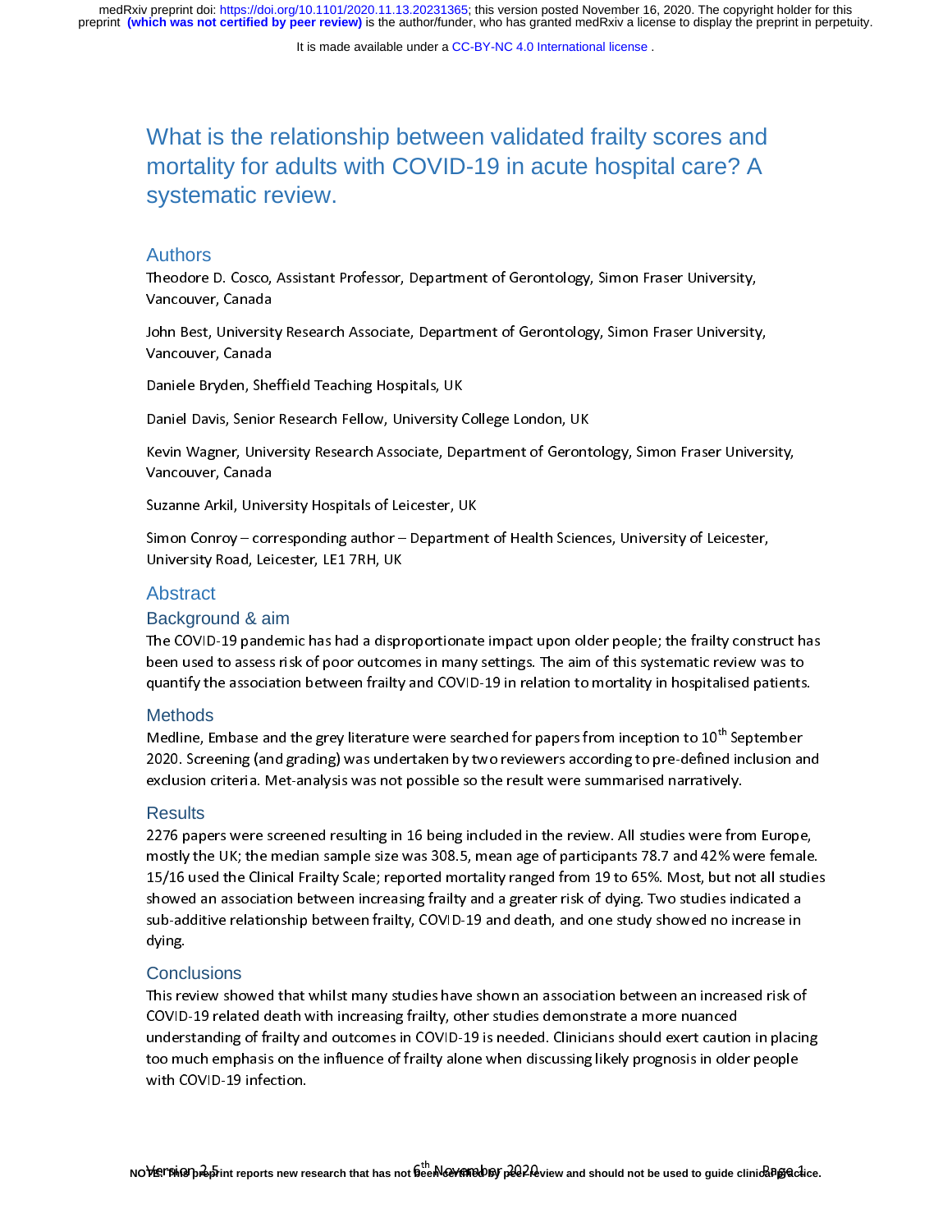# What is the relationship between validated frailty scores and mortality for adults with COVID-19 in acute hospital care? A systematic review.

## Authors

Theodore D. Cosco, Assistant Professor, Department of Gerontology, Simon Fraser University, Vancouver, Canada

John Best, University Research Associate, Department of Gerontology, Simon Fraser University, Vancouver, Canada

Daniele Bryden, Sheffield Teaching Hospitals, UK

Daniel Davis, Senior Research Fellow, University College London, UK

Kevin Wagner, University Research Associate, Department of Gerontology, Simon Fraser University, Vancouver, Canada

Suzanne Arkil, University Hospitals of Leicester, UK

Simon Conroy – corresponding author – Department of Health Sciences, University of Leicester, University Road, Leicester, LE1 7RH, UK

## Abstract

### Background & aim

The COVID-19 pandemic has had a disproportionate impact upon older people; the frailty construct has been used to assess risk of poor outcomes in many settings. The aim of this systematic review was to quantify the association between frailty and COVID-19 in relation to mortality in hospitalised patients.

### Methods

Medline, Embase and the grey literature were searched for papers from inception to 10th September 2020. Screening (and grading) was undertaken by two reviewers according to pre-defined inclusion and exclusion criteria. Met-analysis was not possible so the result were summarised narratively.

### Results

2276 papers were screened resulting in 16 being included in the review. All studies were from Europe, mostly the UK; the median sample size was 308.5, mean age of participants 78.7 and 42% were female. 15/16 used the Clinical Frailty Scale; reported mortality ranged from 19 to 65%. Most, but not all studies showed an association between increasing frailty and a greater risk of dying. Two studies indicated a sub-additive relationship between frailty, COVID-19 and death, and one study showed no increase in dying.

### Conclusions

This review showed that whilst many studies have shown an association between an increased risk of COVID-19 related death with increasing frailty, other studies demonstrate a more nuanced understanding of frailty and outcomes in COVID-19 is needed. Clinicians should exert caution in placing too much emphasis on the influence of frailty alone when discussing likely prognosis in older people with COVID-19 infection.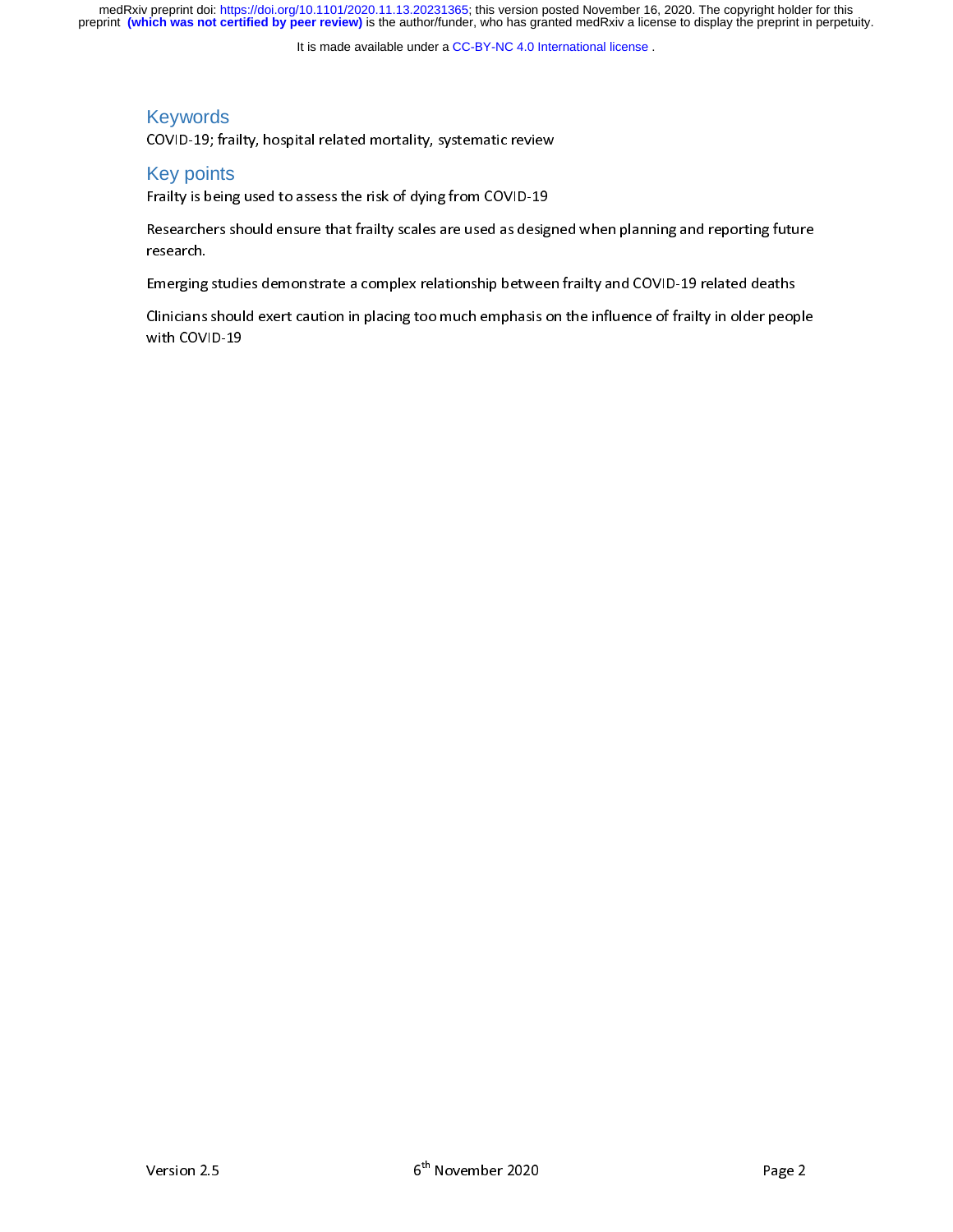## Keywords

COVID-19; frailty, hospital related mortality, systematic review

## Key points

Frailty is being used to assess the risk of dying from COVID-19

Researchers should ensure that frailty scales are used as designed when planning and reporting future research.

Emerging studies demonstrate a complex relationship between frailty and COVID-19 related deaths

Clinicians should exert caution in placing too much emphasis on the influence of frailty in older people with COVID-19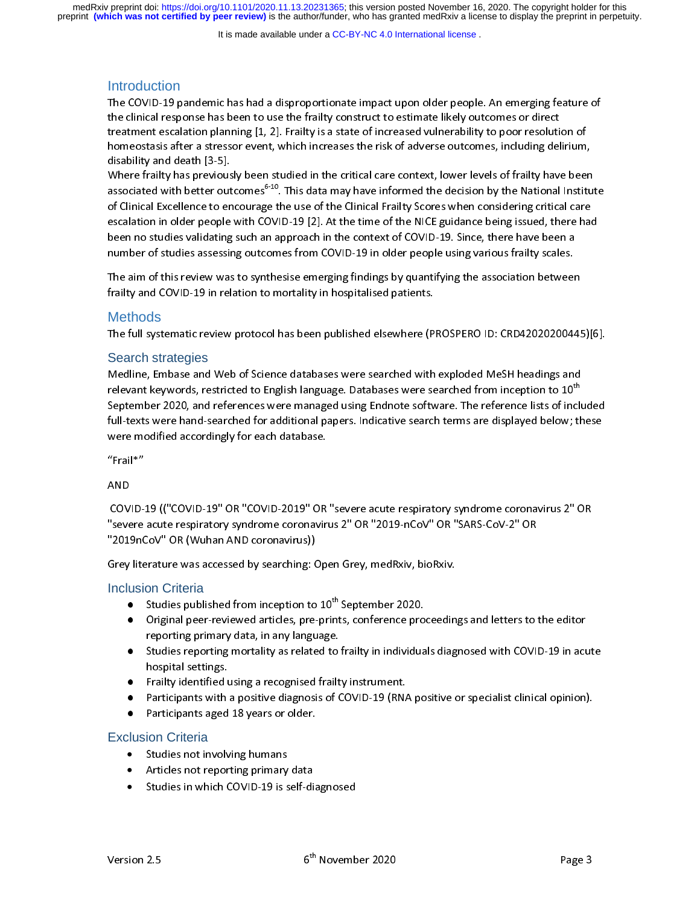## Introduction

The COVID-19 pandemic has had a disproportionate impact upon older people. An emerging feature of the clinical response has been to use the frailty construct to estimate likely outcomes or direct treatment escalation planning [1, 2]. Frailty is a state of increased vulnerability to poor resolution of homeostasis after a stressor event, which increases the risk of adverse outcomes, including delirium, disability and death [3-5].

Where frailty has previously been studied in the critical care context, lower levels of frailty have been associated with better outcomes[6-10]. This data may have informed the decision by the National Institute of Clinical Excellence to encourage the use of the Clinical Frailty Scores when considering critical care escalation in older people with COVID-19 [2]. At the time of the NICE guidance being issued, there had been no studies validating such an approach in the context of COVID-19. Since, there have been a number of studies assessing outcomes from COVID-19 in older people using various frailty scales.

The aim of this review was to synthesise emerging findings by quantifying the association between frailty and COVID-19 in relation to mortality in hospitalised patients.

## Methods

The full systematic review protocol has been published elsewhere (PROSPERO ID: CRD42020200445)[6].

### Search strategies

Medline, Embase and Web of Science databases were searched with exploded MeSH headings and relevant keywords, restricted to English language. Databases were searched from inception to 10th September 2020, and references were managed using Endnote software. The reference lists of included full-texts were hand-searched for additional papers. Indicative search terms are displayed below; these were modified accordingly for each database.

"Frail*"

AND

COVID-19 (("COVID-19" OR "COVID-2019" OR "severe acute respiratory syndrome coronavirus 2" OR "severe acute respiratory syndrome coronavirus 2" OR "2019-nCoV" OR "SARS-CoV-2" OR "2019nCoV" OR (Wuhan AND coronavirus))

Grey literature was accessed by searching: Open Grey, medRxiv, bioRxiv.

### Inclusion Criteria

- Studies published from inception to 10th September 2020.
- Original peer-reviewed articles, pre-prints, conference proceedings and letters to the editor reporting primary data, in any language.
- Studies reporting mortality as related to frailty in individuals diagnosed with COVID-19 in acute hospital settings.
- Frailty identified using a recognised frailty instrument.
- Participants with a positive diagnosis of COVID-19 (RNA positive or specialist clinical opinion).
- Participants aged 18 years or older.

### Exclusion Criteria

- Studies not involving humans
- Articles not reporting primary data
- Studies in which COVID-19 is self-diagnosed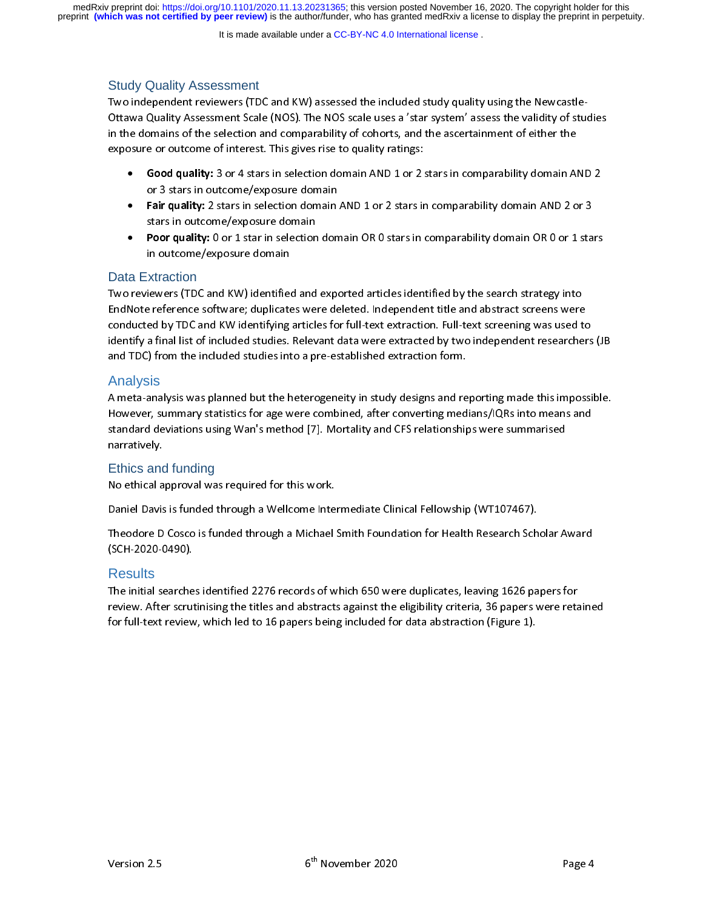## Study Quality Assessment

Two independent reviewers (TDC and KW) assessed the included study quality using the Newcastle-Ottawa Quality Assessment Scale (NOS). The NOS scale uses a 'star system' assess the validity of studies in the domains of the selection and comparability of cohorts, and the ascertainment of either the exposure or outcome of interest. This gives rise to quality ratings:

- **Good quality:** 3 or 4 stars in selection domain AND 1 or 2 stars in comparability domain AND 2 or 3 stars in outcome/exposure domain
- **Fair quality:** 2 stars in selection domain AND 1 or 2 stars in comparability domain AND 2 or 3 stars in outcome/exposure domain
- **Poor quality:** 0 or 1 star in selection domain OR 0 stars in comparability domain OR 0 or 1 stars in outcome/exposure domain

## Data Extraction

Two reviewers (TDC and KW) identified and exported articles identified by the search strategy into EndNote reference software; duplicates were deleted. Independent title and abstract screens were conducted by TDC and KW identifying articles for full-text extraction. Full-text screening was used to identify a final list of included studies. Relevant data were extracted by two independent researchers (JB and TDC) from the included studies into a pre-established extraction form.

## Analysis

A meta-analysis was planned but the heterogeneity in study designs and reporting made this impossible. However, summary statistics for age were combined, after converting medians/IQRs into means and standard deviations using Wan's method [7]. Mortality and CFS relationships were summarised narratively.

## Ethics and funding

No ethical approval was required for this work.

Daniel Davis is funded through a Wellcome Intermediate Clinical Fellowship (WT107467).

Theodore D Cosco is funded through a Michael Smith Foundation for Health Research Scholar Award (SCH-2020-0490).

## Results

The initial searches identified 2276 records of which 650 were duplicates, leaving 1626 papers for review. After scrutinising the titles and abstracts against the eligibility criteria, 36 papers were retained for full-text review, which led to 16 papers being included for data abstraction (Figure 1).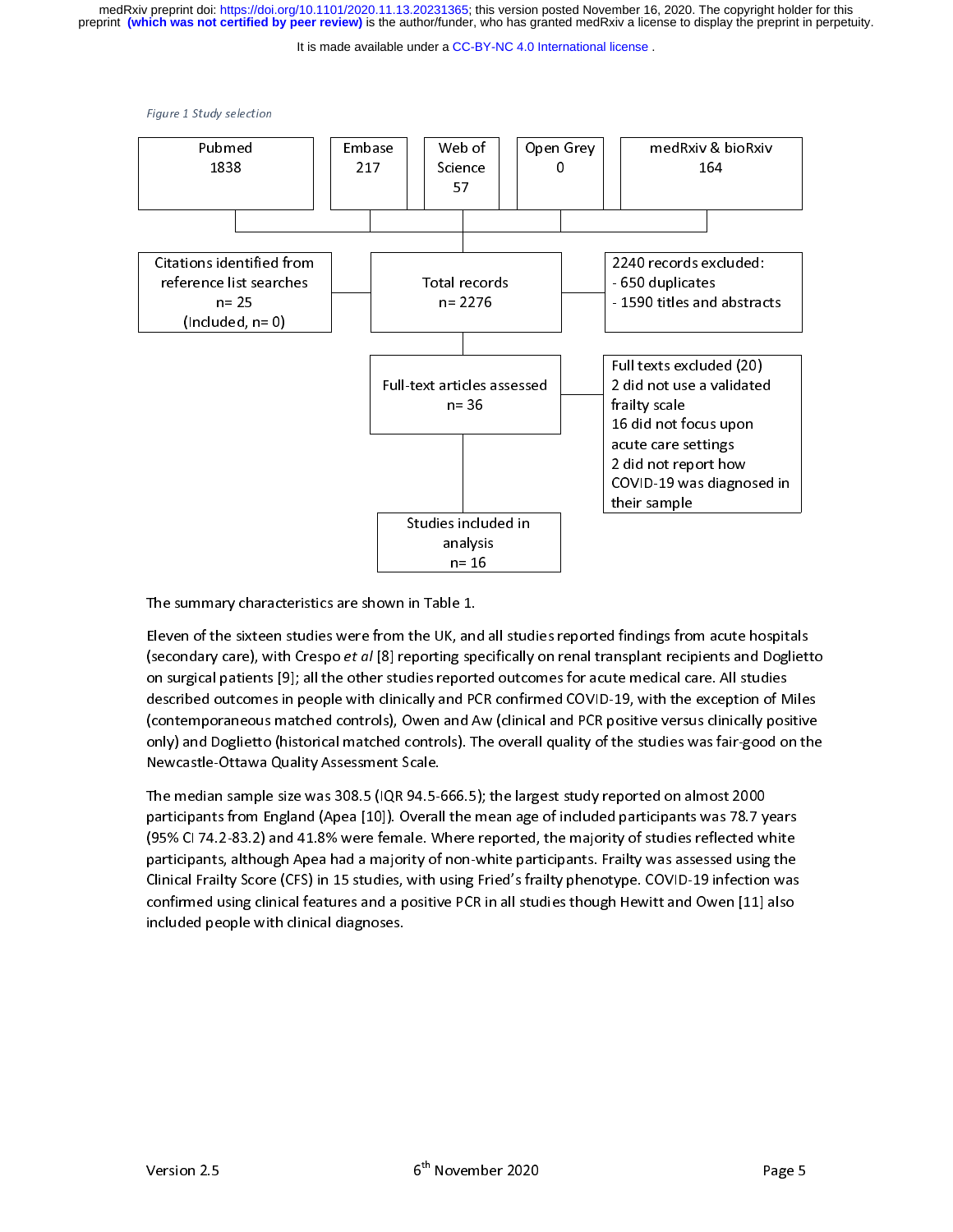*Figure 1 Study selection*

Pubmed 1838 | Embase 217 | Web of Science 57 | Open Grey 0 | medRxiv & bioRxiv 164

Citations identified from reference list searches n= 25 (Included, n= 0)

Total records n= 2276

2240 records excluded:
- 650 duplicates
- 1590 titles and abstracts

Full-text articles assessed n= 36

Full texts excluded (20)
2 did not use a validated frailty scale
16 did not focus upon acute care settings
2 did not report how COVID-19 was diagnosed in their sample

Studies included in analysis n= 16

The summary characteristics are shown in Table 1.

Eleven of the sixteen studies were from the UK, and all studies reported findings from acute hospitals (secondary care), with Crespo *et al* [8] reporting specifically on renal transplant recipients and Doglietto on surgical patients [9]; all the other studies reported outcomes for acute medical care. All studies described outcomes in people with clinically and PCR confirmed COVID-19, with the exception of Miles (contemporaneous matched controls), Owen and Aw (clinical and PCR positive versus clinically positive only) and Doglietto (historical matched controls). The overall quality of the studies was fair-good on the Newcastle-Ottawa Quality Assessment Scale.

The median sample size was 308.5 (IQR 94.5-666.5); the largest study reported on almost 2000 participants from England (Apea [10]). Overall the mean age of included participants was 78.7 years (95% CI 74.2-83.2) and 41.8% were female. Where reported, the majority of studies reflected white participants, although Apea had a majority of non-white participants. Frailty was assessed using the Clinical Frailty Score (CFS) in 15 studies, with using Fried's frailty phenotype. COVID-19 infection was confirmed using clinical features and a positive PCR in all studies though Hewitt and Owen [11] also included people with clinical diagnoses.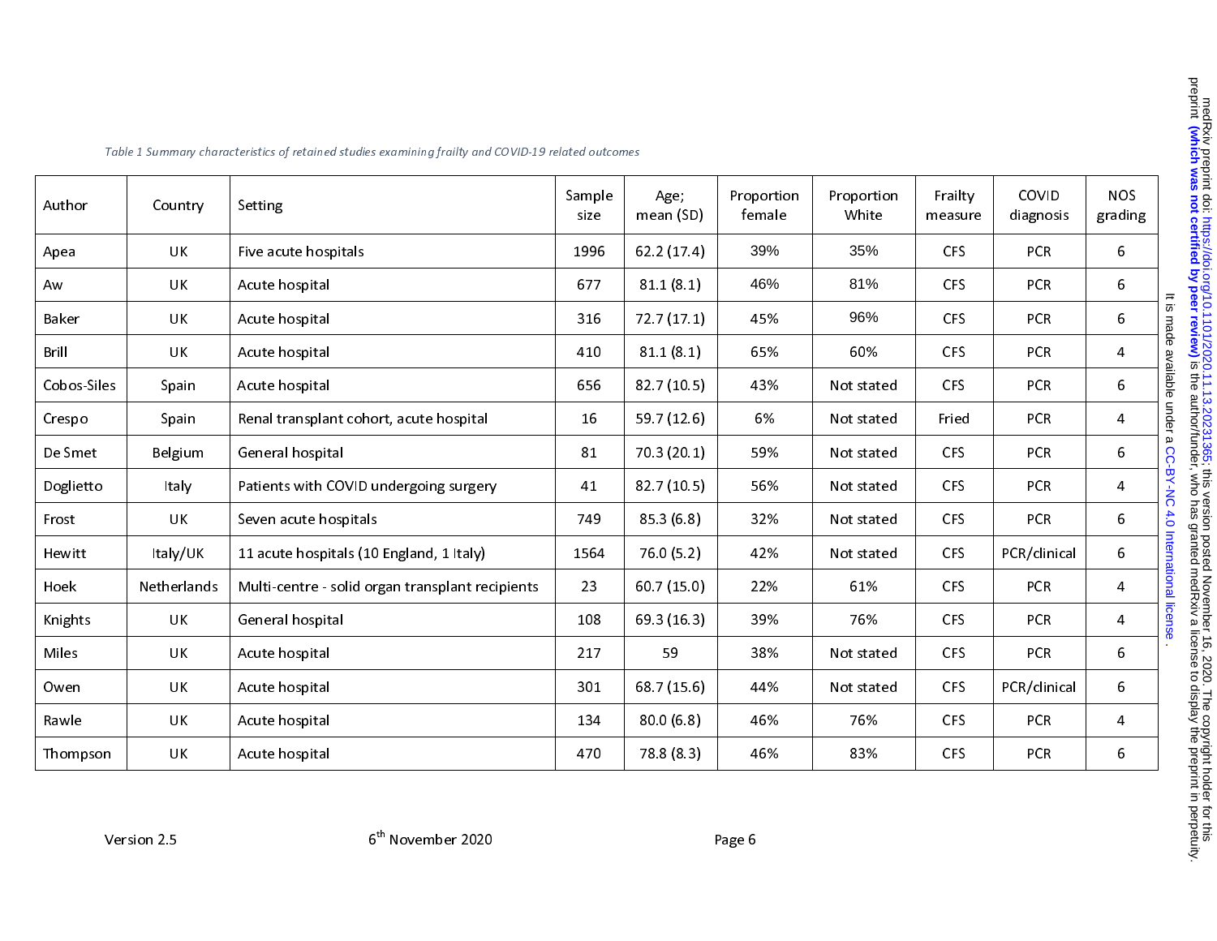*Table 1 Summary characteristics of retained studies examining frailty and COVID-19 related outcomes*

| Author | Country | Setting | Sample size | Age; mean (SD) | Proportion female | Proportion White | Frailty measure | COVID diagnosis | NOS grading |
|---|---|---|---|---|---|---|---|---|---|
| Apea | UK | Five acute hospitals | 1996 | 62.2 (17.4) | 39% | 35% | CFS | PCR | 6 |
| Aw | UK | Acute hospital | 677 | 81.1 (8.1) | 46% | 81% | CFS | PCR | 6 |
| Baker | UK | Acute hospital | 316 | 72.7 (17.1) | 45% | 96% | CFS | PCR | 6 |
| Brill | UK | Acute hospital | 410 | 81.1 (8.1) | 65% | 60% | CFS | PCR | 4 |
| Cobos-Siles | Spain | Acute hospital | 656 | 82.7 (10.5) | 43% | Not stated | CFS | PCR | 6 |
| Crespo | Spain | Renal transplant cohort, acute hospital | 16 | 59.7 (12.6) | 6% | Not stated | Fried | PCR | 4 |
| De Smet | Belgium | General hospital | 81 | 70.3 (20.1) | 59% | Not stated | CFS | PCR | 6 |
| Doglietto | Italy | Patients with COVID undergoing surgery | 41 | 82.7 (10.5) | 56% | Not stated | CFS | PCR | 4 |
| Frost | UK | Seven acute hospitals | 749 | 85.3 (6.8) | 32% | Not stated | CFS | PCR | 6 |
| Hewitt | Italy/UK | 11 acute hospitals (10 England, 1 Italy) | 1564 | 76.0 (5.2) | 42% | Not stated | CFS | PCR/clinical | 6 |
| Hoek | Netherlands | Multi-centre - solid organ transplant recipients | 23 | 60.7 (15.0) | 22% | 61% | CFS | PCR | 4 |
| Knights | UK | General hospital | 108 | 69.3 (16.3) | 39% | 76% | CFS | PCR | 4 |
| Miles | UK | Acute hospital | 217 | 59 | 38% | Not stated | CFS | PCR | 6 |
| Owen | UK | Acute hospital | 301 | 68.7 (15.6) | 44% | Not stated | CFS | PCR/clinical | 6 |
| Rawle | UK | Acute hospital | 134 | 80.0 (6.8) | 46% | 76% | CFS | PCR | 4 |
| Thompson | UK | Acute hospital | 470 | 78.8 (8.3) | 46% | 83% | CFS | PCR | 6 |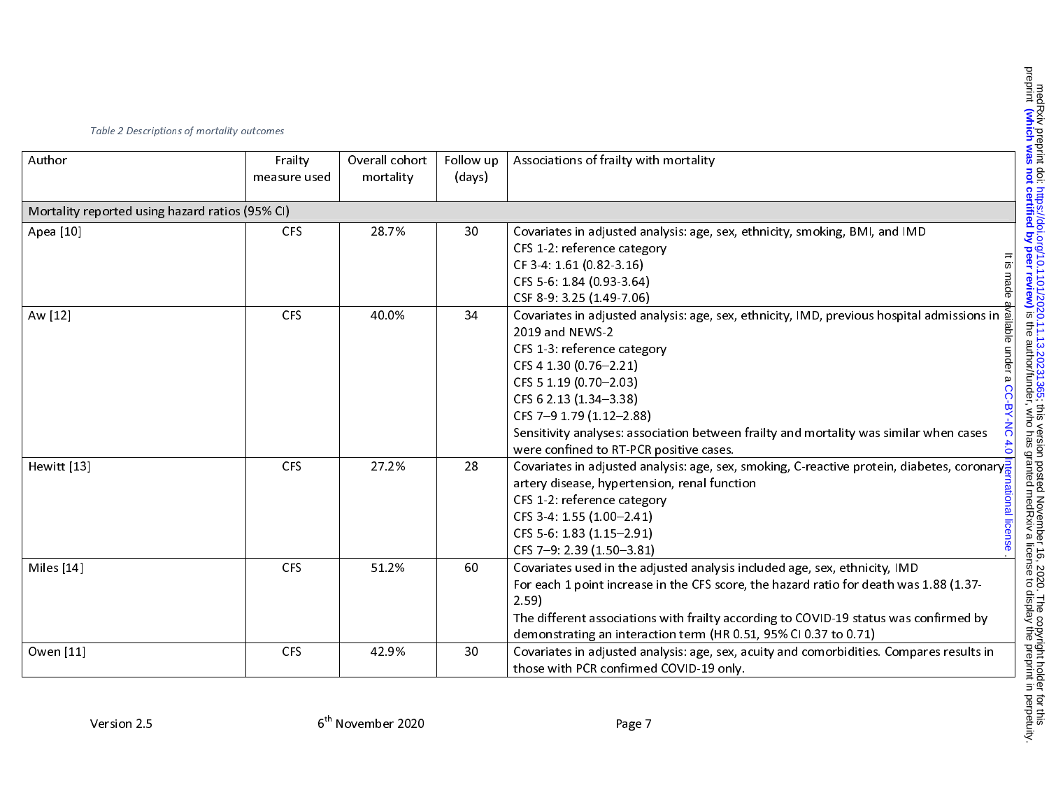*Table 2 Descriptions of mortality outcomes*

| Author | Frailty measure used | Overall cohort mortality | Follow up (days) | Associations of frailty with mortality |
|---|---|---|---|---|
| Mortality reported using hazard ratios (95% CI) | | | | |
| Apea [10] | CFS | 28.7% | 30 | Covariates in adjusted analysis: age, sex, ethnicity, smoking, BMI, and IMD<br>CFS 1-2: reference category<br>CF 3-4: 1.61 (0.82-3.16)<br>CFS 5-6: 1.84 (0.93-3.64)<br>CSF 8-9: 3.25 (1.49-7.06) |
| Aw [12] | CFS | 40.0% | 34 | Covariates in adjusted analysis: age, sex, ethnicity, IMD, previous hospital admissions in 2019 and NEWS-2<br>CFS 1-3: reference category<br>CFS 4 1.30 (0.76–2.21)<br>CFS 5 1.19 (0.70–2.03)<br>CFS 6 2.13 (1.34–3.38)<br>CFS 7–9 1.79 (1.12–2.88)<br>Sensitivity analyses: association between frailty and mortality was similar when cases were confined to RT-PCR positive cases. |
| Hewitt [13] | CFS | 27.2% | 28 | Covariates in adjusted analysis: age, sex, smoking, C-reactive protein, diabetes, coronary artery disease, hypertension, renal function<br>CFS 1-2: reference category<br>CFS 3-4: 1.55 (1.00–2.41)<br>CFS 5-6: 1.83 (1.15–2.91)<br>CFS 7–9: 2.39 (1.50–3.81) |
| Miles [14] | CFS | 51.2% | 60 | Covariates used in the adjusted analysis included age, sex, ethnicity, IMD<br>For each 1 point increase in the CFS score, the hazard ratio for death was 1.88 (1.37-2.59)<br>The different associations with frailty according to COVID-19 status was confirmed by demonstrating an interaction term (HR 0.51, 95% CI 0.37 to 0.71) |
| Owen [11] | CFS | 42.9% | 30 | Covariates in adjusted analysis: age, sex, acuity and comorbidities. Compares results in those with PCR confirmed COVID-19 only. |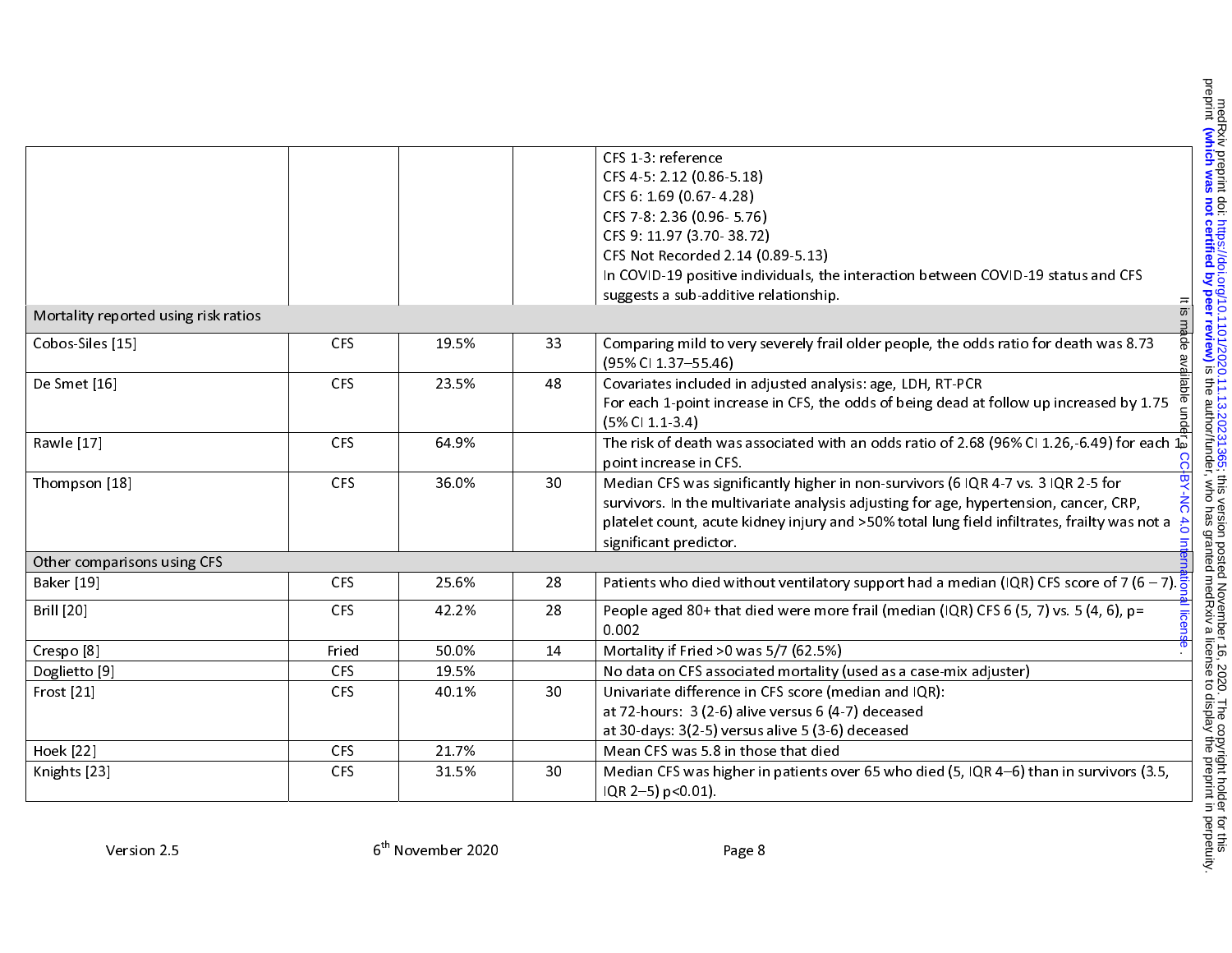| | | | | |
|---|---|---|---|---|
| | | | | CFS 1-3: reference<br>CFS 4-5: 2.12 (0.86-5.18)<br>CFS 6: 1.69 (0.67- 4.28)<br>CFS 7-8: 2.36 (0.96- 5.76)<br>CFS 9: 11.97 (3.70- 38.72)<br>CFS Not Recorded 2.14 (0.89-5.13)<br>In COVID-19 positive individuals, the interaction between COVID-19 status and CFS suggests a sub-additive relationship. |
| Mortality reported using risk ratios | | | | |
| Cobos-Siles [15] | CFS | 19.5% | 33 | Comparing mild to very severely frail older people, the odds ratio for death was 8.73 (95% CI 1.37–55.46) |
| De Smet [16] | CFS | 23.5% | 48 | Covariates included in adjusted analysis: age, LDH, RT-PCR<br>For each 1-point increase in CFS, the odds of being dead at follow up increased by 1.75 (5% CI 1.1-3.4) |
| Rawle [17] | CFS | 64.9% | | The risk of death was associated with an odds ratio of 2.68 (96% CI 1.26,-6.49) for each 1-point increase in CFS. |
| Thompson [18] | CFS | 36.0% | 30 | Median CFS was significantly higher in non-survivors (6 IQR 4-7 vs. 3 IQR 2-5 for survivors. In the multivariate analysis adjusting for age, hypertension, cancer, CRP, platelet count, acute kidney injury and >50% total lung field infiltrates, frailty was not a significant predictor. |
| Other comparisons using CFS | | | | |
| Baker [19] | CFS | 25.6% | 28 | Patients who died without ventilatory support had a median (IQR) CFS score of 7 (6 – 7). |
| Brill [20] | CFS | 42.2% | 28 | People aged 80+ that died were more frail (median (IQR) CFS 6 (5, 7) vs. 5 (4, 6), p= 0.002 |
| Crespo [8] | Fried | 50.0% | 14 | Mortality if Fried >0 was 5/7 (62.5%) |
| Doglietto [9] | CFS | 19.5% | | No data on CFS associated mortality (used as a case-mix adjuster) |
| Frost [21] | CFS | 40.1% | 30 | Univariate difference in CFS score (median and IQR):<br>at 72-hours: 3 (2-6) alive versus 6 (4-7) deceased<br>at 30-days: 3(2-5) versus alive 5 (3-6) deceased |
| Hoek [22] | CFS | 21.7% | | Mean CFS was 5.8 in those that died |
| Knights [23] | CFS | 31.5% | 30 | Median CFS was higher in patients over 65 who died (5, IQR 4–6) than in survivors (3.5, IQR 2–5) p<0.01). |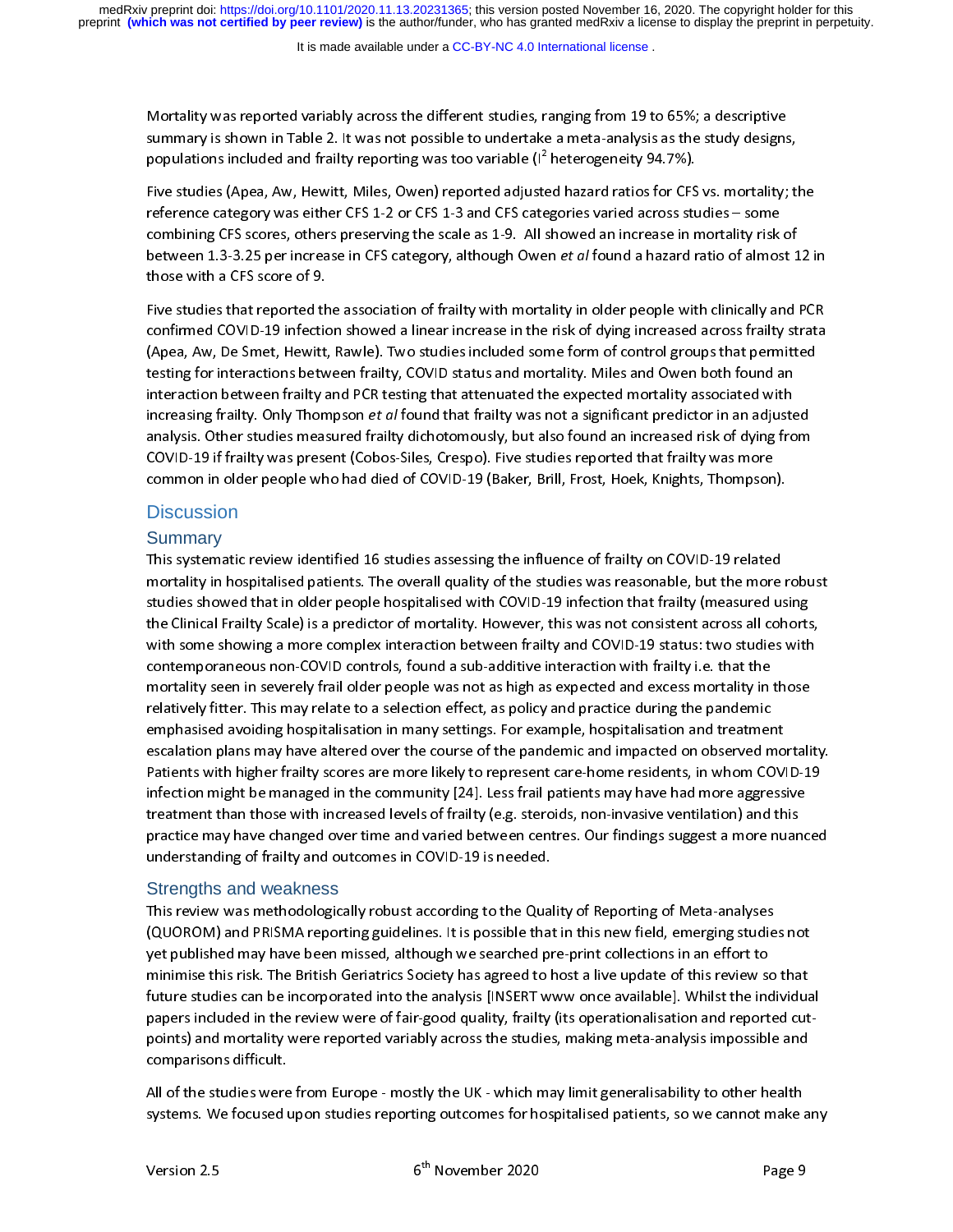Mortality was reported variably across the different studies, ranging from 19 to 65%; a descriptive summary is shown in Table 2. It was not possible to undertake a meta-analysis as the study designs, populations included and frailty reporting was too variable ($I^2$ heterogeneity 94.7%).

Five studies (Apea, Aw, Hewitt, Miles, Owen) reported adjusted hazard ratios for CFS vs. mortality; the reference category was either CFS 1-2 or CFS 1-3 and CFS categories varied across studies – some combining CFS scores, others preserving the scale as 1-9. All showed an increase in mortality risk of between 1.3-3.25 per increase in CFS category, although Owen *et al* found a hazard ratio of almost 12 in those with a CFS score of 9.

Five studies that reported the association of frailty with mortality in older people with clinically and PCR confirmed COVID-19 infection showed a linear increase in the risk of dying increased across frailty strata (Apea, Aw, De Smet, Hewitt, Rawle). Two studies included some form of control groups that permitted testing for interactions between frailty, COVID status and mortality. Miles and Owen both found an interaction between frailty and PCR testing that attenuated the expected mortality associated with increasing frailty. Only Thompson *et al* found that frailty was not a significant predictor in an adjusted analysis. Other studies measured frailty dichotomously, but also found an increased risk of dying from COVID-19 if frailty was present (Cobos-Siles, Crespo). Five studies reported that frailty was more common in older people who had died of COVID-19 (Baker, Brill, Frost, Hoek, Knights, Thompson).

# Discussion

## Summary

This systematic review identified 16 studies assessing the influence of frailty on COVID-19 related mortality in hospitalised patients. The overall quality of the studies was reasonable, but the more robust studies showed that in older people hospitalised with COVID-19 infection that frailty (measured using the Clinical Frailty Scale) is a predictor of mortality. However, this was not consistent across all cohorts, with some showing a more complex interaction between frailty and COVID-19 status: two studies with contemporaneous non-COVID controls, found a sub-additive interaction with frailty i.e. that the mortality seen in severely frail older people was not as high as expected and excess mortality in those relatively fitter. This may relate to a selection effect, as policy and practice during the pandemic emphasised avoiding hospitalisation in many settings. For example, hospitalisation and treatment escalation plans may have altered over the course of the pandemic and impacted on observed mortality. Patients with higher frailty scores are more likely to represent care-home residents, in whom COVID-19 infection might be managed in the community [24]. Less frail patients may have had more aggressive treatment than those with increased levels of frailty (e.g. steroids, non-invasive ventilation) and this practice may have changed over time and varied between centres. Our findings suggest a more nuanced understanding of frailty and outcomes in COVID-19 is needed.

## Strengths and weakness

This review was methodologically robust according to the Quality of Reporting of Meta-analyses (QUOROM) and PRISMA reporting guidelines. It is possible that in this new field, emerging studies not yet published may have been missed, although we searched pre-print collections in an effort to minimise this risk. The British Geriatrics Society has agreed to host a live update of this review so that future studies can be incorporated into the analysis [INSERT www once available]. Whilst the individual papers included in the review were of fair-good quality, frailty (its operationalisation and reported cut-points) and mortality were reported variably across the studies, making meta-analysis impossible and comparisons difficult.

All of the studies were from Europe - mostly the UK - which may limit generalisability to other health systems. We focused upon studies reporting outcomes for hospitalised patients, so we cannot make any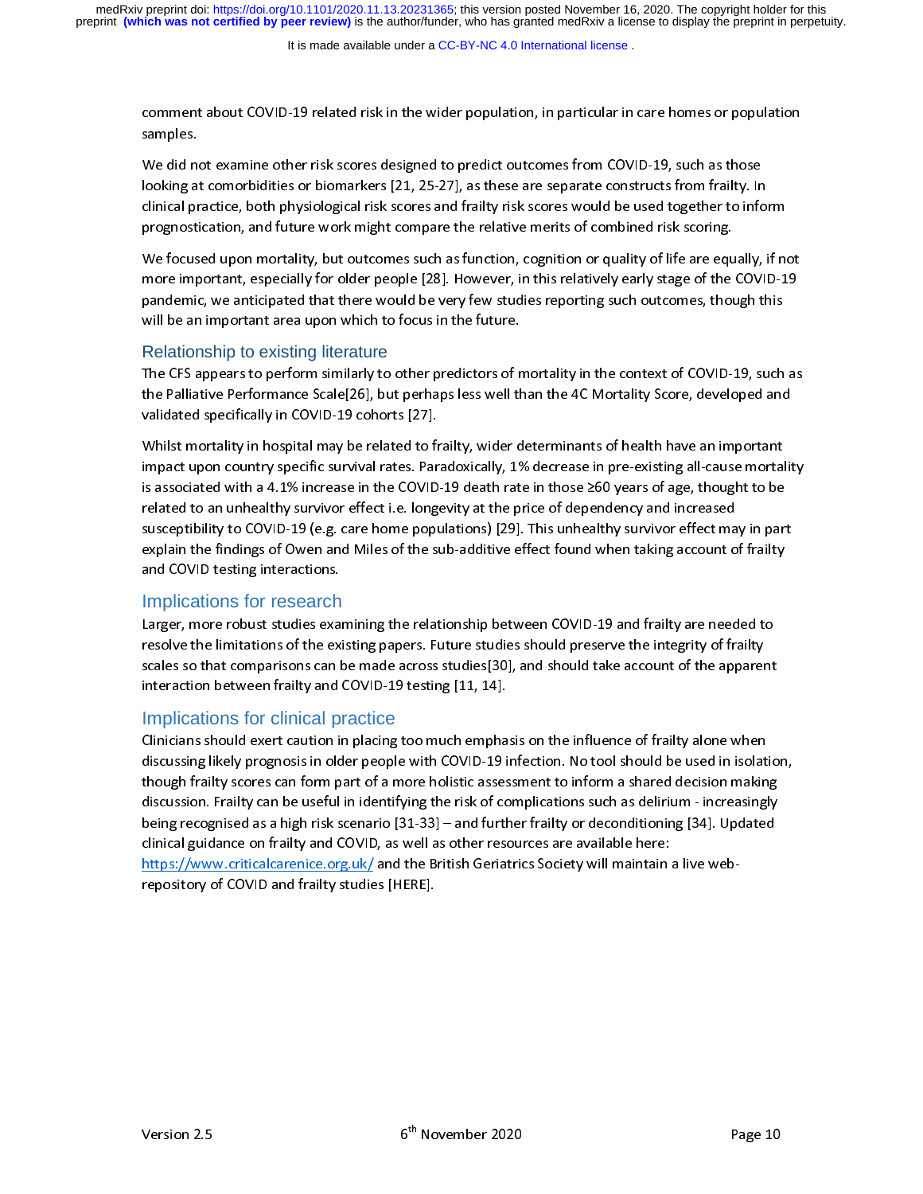comment about COVID-19 related risk in the wider population, in particular in care homes or population samples.

We did not examine other risk scores designed to predict outcomes from COVID-19, such as those looking at comorbidities or biomarkers [21, 25-27], as these are separate constructs from frailty. In clinical practice, both physiological risk scores and frailty risk scores would be used together to inform prognostication, and future work might compare the relative merits of combined risk scoring.

We focused upon mortality, but outcomes such as function, cognition or quality of life are equally, if not more important, especially for older people [28]. However, in this relatively early stage of the COVID-19 pandemic, we anticipated that there would be very few studies reporting such outcomes, though this will be an important area upon which to focus in the future.

## Relationship to existing literature

The CFS appears to perform similarly to other predictors of mortality in the context of COVID-19, such as the Palliative Performance Scale[26], but perhaps less well than the 4C Mortality Score, developed and validated specifically in COVID-19 cohorts [27].

Whilst mortality in hospital may be related to frailty, wider determinants of health have an important impact upon country specific survival rates. Paradoxically, 1% decrease in pre-existing all-cause mortality is associated with a 4.1% increase in the COVID-19 death rate in those ≥60 years of age, thought to be related to an unhealthy survivor effect i.e. longevity at the price of dependency and increased susceptibility to COVID-19 (e.g. care home populations) [29]. This unhealthy survivor effect may in part explain the findings of Owen and Miles of the sub-additive effect found when taking account of frailty and COVID testing interactions.

## Implications for research

Larger, more robust studies examining the relationship between COVID-19 and frailty are needed to resolve the limitations of the existing papers. Future studies should preserve the integrity of frailty scales so that comparisons can be made across studies[30], and should take account of the apparent interaction between frailty and COVID-19 testing [11, 14].

## Implications for clinical practice

Clinicians should exert caution in placing too much emphasis on the influence of frailty alone when discussing likely prognosis in older people with COVID-19 infection. No tool should be used in isolation, though frailty scores can form part of a more holistic assessment to inform a shared decision making discussion. Frailty can be useful in identifying the risk of complications such as delirium - increasingly being recognised as a high risk scenario [31-33] – and further frailty or deconditioning [34]. Updated clinical guidance on frailty and COVID, as well as other resources are available here: https://www.criticalcarenice.org.uk/ and the British Geriatrics Society will maintain a live web-repository of COVID and frailty studies [HERE].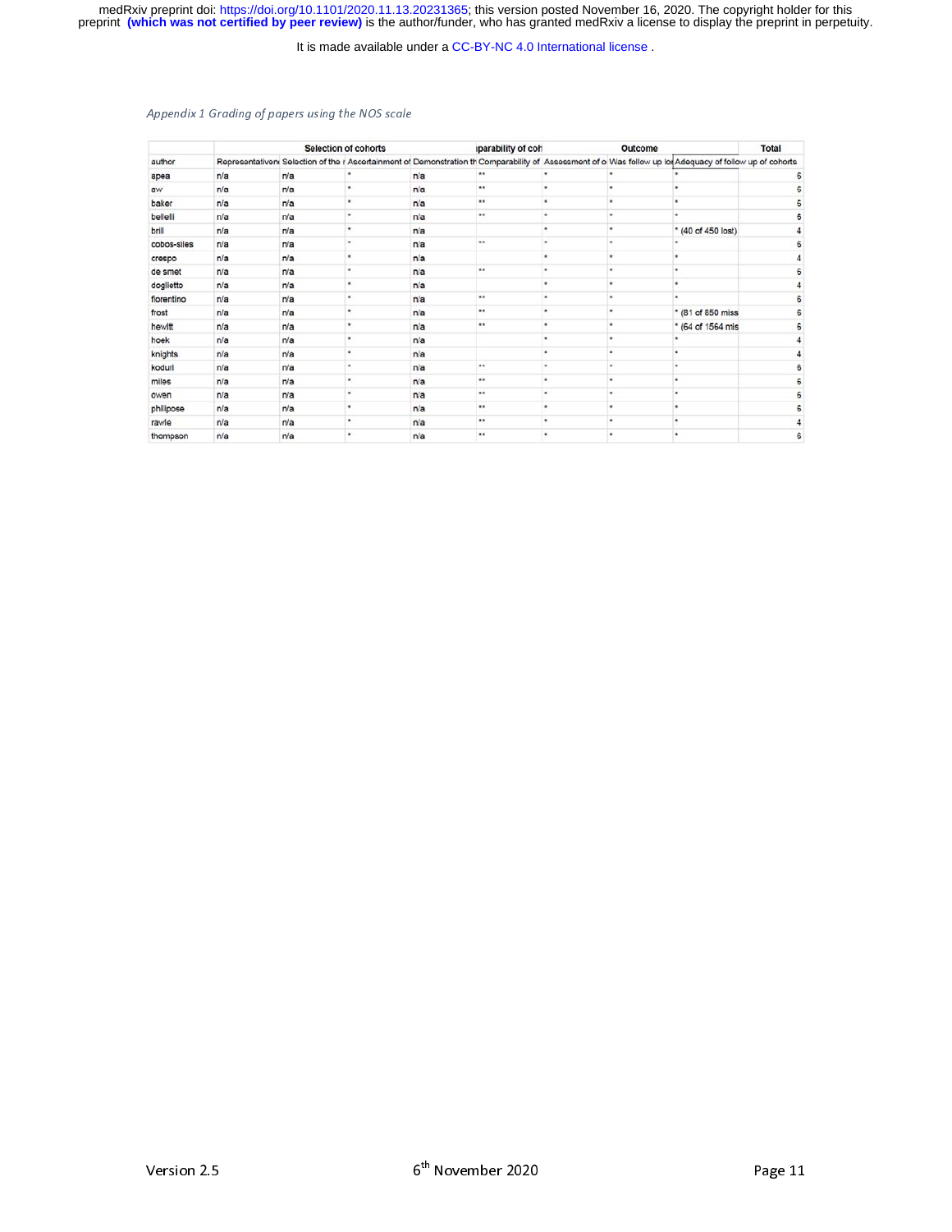*Appendix 1 Grading of papers using the NOS scale*

| | Selection of cohorts | | | | Comparability of coh | Outcome | | | Total |
|---|---|---|---|---|---|---|---|---|---|
| author | Representativene | Selection of the n | Ascertainment of | Demonstration th | Comparability of | Assessment of o | Was follow up lo | Adequacy of follow up of cohorts | |
| apea | n/a | n/a | * | n/a | ** | * | * | * | 6 |
| aw | n/a | n/a | * | n/a | ** | * | * | * | 6 |
| baker | n/a | n/a | * | n/a | ** | * | * | * | 6 |
| bellelli | n/a | n/a | * | n/a | ** | * | * | * | 6 |
| brill | n/a | n/a | * | n/a | | * | * | * (40 of 450 lost) | 4 |
| cobos-siles | n/a | n/a | * | n/a | ** | * | * | * | 6 |
| crespo | n/a | n/a | * | n/a | | * | * | * | 4 |
| de smet | n/a | n/a | * | n/a | ** | * | * | * | 6 |
| dogliotto | n/a | n/a | * | n/a | | * | * | * | 4 |
| fiorentino | n/a | n/a | * | n/a | ** | * | * | * | 6 |
| frost | n/a | n/a | * | n/a | ** | * | * | * (81 of 850 miss | 6 |
| hewitt | n/a | n/a | * | n/a | ** | * | * | * (64 of 1564 mis | 6 |
| hoek | n/a | n/a | * | n/a | | * | * | * | 4 |
| knights | n/a | n/a | * | n/a | | * | * | * | 4 |
| koduri | n/a | n/a | * | n/a | ** | * | * | * | 6 |
| miles | n/a | n/a | * | n/a | ** | * | * | * | 6 |
| owen | n/a | n/a | * | n/a | ** | * | * | * | 6 |
| philipose | n/a | n/a | * | n/a | ** | * | * | * | 6 |
| rawle | n/a | n/a | * | n/a | ** | * | * | * | 4 |
| thompson | n/a | n/a | * | n/a | ** | * | * | * | 6 |

Version 2.5 | 6th November 2020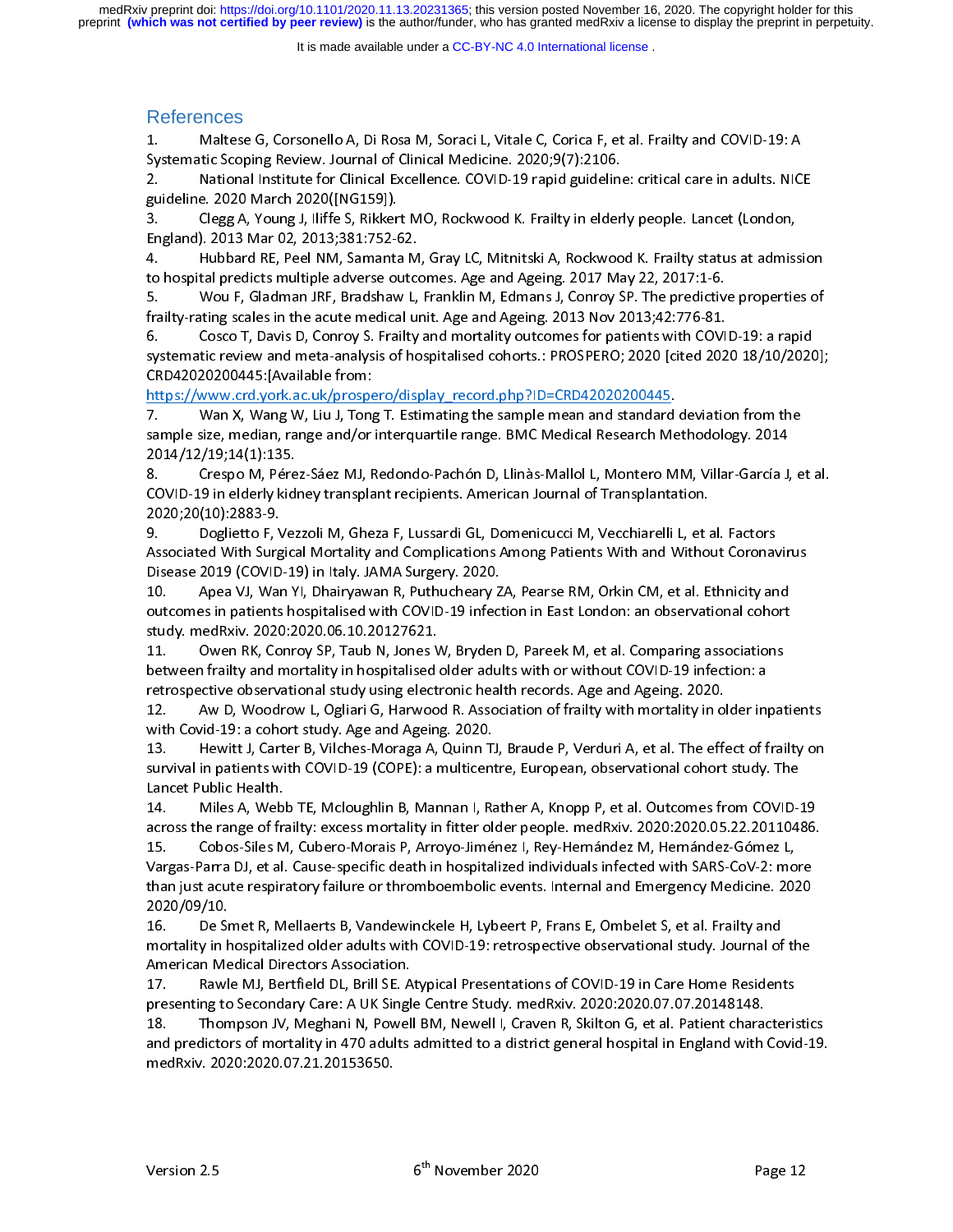# References

1. Maltese G, Corsonello A, Di Rosa M, Soraci L, Vitale C, Corica F, et al. Frailty and COVID-19: A Systematic Scoping Review. Journal of Clinical Medicine. 2020;9(7):2106.
2. National Institute for Clinical Excellence. COVID-19 rapid guideline: critical care in adults. NICE guideline. 2020 March 2020([NG159]).
3. Clegg A, Young J, Iliffe S, Rikkert MO, Rockwood K. Frailty in elderly people. Lancet (London, England). 2013 Mar 02, 2013;381:752-62.
4. Hubbard RE, Peel NM, Samanta M, Gray LC, Mitnitski A, Rockwood K. Frailty status at admission to hospital predicts multiple adverse outcomes. Age and Ageing. 2017 May 22, 2017:1-6.
5. Wou F, Gladman JRF, Bradshaw L, Franklin M, Edmans J, Conroy SP. The predictive properties of frailty-rating scales in the acute medical unit. Age and Ageing. 2013 Nov 2013;42:776-81.
6. Cosco T, Davis D, Conroy S. Frailty and mortality outcomes for patients with COVID-19: a rapid systematic review and meta-analysis of hospitalised cohorts.: PROSPERO; 2020 [cited 2020 18/10/2020]; CRD42020200445:[Available from: https://www.crd.york.ac.uk/prospero/display_record.php?ID=CRD42020200445.
7. Wan X, Wang W, Liu J, Tong T. Estimating the sample mean and standard deviation from the sample size, median, range and/or interquartile range. BMC Medical Research Methodology. 2014 2014/12/19;14(1):135.
8. Crespo M, Pérez-Sáez MJ, Redondo-Pachón D, Llinàs-Mallol L, Montero MM, Villar-García J, et al. COVID-19 in elderly kidney transplant recipients. American Journal of Transplantation. 2020;20(10):2883-9.
9. Doglietto F, Vezzoli M, Gheza F, Lussardi GL, Domenicucci M, Vecchiarelli L, et al. Factors Associated With Surgical Mortality and Complications Among Patients With and Without Coronavirus Disease 2019 (COVID-19) in Italy. JAMA Surgery. 2020.
10. Apea VJ, Wan YI, Dhairyawan R, Puthucheary ZA, Pearse RM, Orkin CM, et al. Ethnicity and outcomes in patients hospitalised with COVID-19 infection in East London: an observational cohort study. medRxiv. 2020:2020.06.10.20127621.
11. Owen RK, Conroy SP, Taub N, Jones W, Bryden D, Pareek M, et al. Comparing associations between frailty and mortality in hospitalised older adults with or without COVID-19 infection: a retrospective observational study using electronic health records. Age and Ageing. 2020.
12. Aw D, Woodrow L, Ogliari G, Harwood R. Association of frailty with mortality in older inpatients with Covid-19: a cohort study. Age and Ageing. 2020.
13. Hewitt J, Carter B, Vilches-Moraga A, Quinn TJ, Braude P, Verduri A, et al. The effect of frailty on survival in patients with COVID-19 (COPE): a multicentre, European, observational cohort study. The Lancet Public Health.
14. Miles A, Webb TE, Mcloughlin B, Mannan I, Rather A, Knopp P, et al. Outcomes from COVID-19 across the range of frailty: excess mortality in fitter older people. medRxiv. 2020:2020.05.22.20110486.
15. Cobos-Siles M, Cubero-Morais P, Arroyo-Jiménez I, Rey-Hernández M, Hernández-Gómez L, Vargas-Parra DJ, et al. Cause-specific death in hospitalized individuals infected with SARS-CoV-2: more than just acute respiratory failure or thromboembolic events. Internal and Emergency Medicine. 2020 2020/09/10.
16. De Smet R, Mellaerts B, Vandewinckele H, Lybeert P, Frans E, Ombelet S, et al. Frailty and mortality in hospitalized older adults with COVID-19: retrospective observational study. Journal of the American Medical Directors Association.
17. Rawle MJ, Bertfield DL, Brill SE. Atypical Presentations of COVID-19 in Care Home Residents presenting to Secondary Care: A UK Single Centre Study. medRxiv. 2020:2020.07.07.20148148.
18. Thompson JV, Meghani N, Powell BM, Newell I, Craven R, Skilton G, et al. Patient characteristics and predictors of mortality in 470 adults admitted to a district general hospital in England with Covid-19. medRxiv. 2020:2020.07.21.20153650.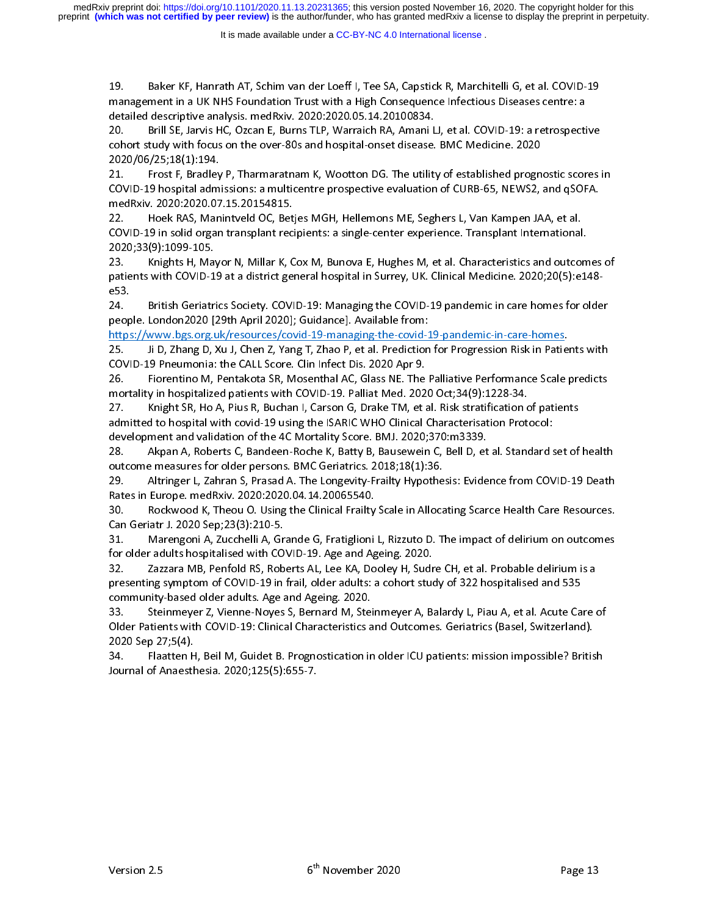19. Baker KF, Hanrath AT, Schim van der Loeff I, Tee SA, Capstick R, Marchitelli G, et al. COVID-19 management in a UK NHS Foundation Trust with a High Consequence Infectious Diseases centre: a detailed descriptive analysis. medRxiv. 2020:2020.05.14.20100834.

20. Brill SE, Jarvis HC, Ozcan E, Burns TLP, Warraich RA, Amani LJ, et al. COVID-19: a retrospective cohort study with focus on the over-80s and hospital-onset disease. BMC Medicine. 2020 2020/06/25;18(1):194.

21. Frost F, Bradley P, Tharmaratnam K, Wootton DG. The utility of established prognostic scores in COVID-19 hospital admissions: a multicentre prospective evaluation of CURB-65, NEWS2, and qSOFA. medRxiv. 2020:2020.07.15.20154815.

22. Hoek RAS, Manintveld OC, Betjes MGH, Hellemons ME, Seghers L, Van Kampen JAA, et al. COVID-19 in solid organ transplant recipients: a single-center experience. Transplant International. 2020;33(9):1099-105.

23. Knights H, Mayor N, Millar K, Cox M, Bunova E, Hughes M, et al. Characteristics and outcomes of patients with COVID-19 at a district general hospital in Surrey, UK. Clinical Medicine. 2020;20(5):e148-e53.

24. British Geriatrics Society. COVID-19: Managing the COVID-19 pandemic in care homes for older people. London2020 [29th April 2020]; Guidance]. Available from: https://www.bgs.org.uk/resources/covid-19-managing-the-covid-19-pandemic-in-care-homes.

25. Ji D, Zhang D, Xu J, Chen Z, Yang T, Zhao P, et al. Prediction for Progression Risk in Patients with COVID-19 Pneumonia: the CALL Score. Clin Infect Dis. 2020 Apr 9.

26. Fiorentino M, Pentakota SR, Mosenthal AC, Glass NE. The Palliative Performance Scale predicts mortality in hospitalized patients with COVID-19. Palliat Med. 2020 Oct;34(9):1228-34.

27. Knight SR, Ho A, Pius R, Buchan I, Carson G, Drake TM, et al. Risk stratification of patients admitted to hospital with covid-19 using the ISARIC WHO Clinical Characterisation Protocol: development and validation of the 4C Mortality Score. BMJ. 2020;370:m3339.

28. Akpan A, Roberts C, Bandeen-Roche K, Batty B, Bausewein C, Bell D, et al. Standard set of health outcome measures for older persons. BMC Geriatrics. 2018;18(1):36.

29. Altringer L, Zahran S, Prasad A. The Longevity-Frailty Hypothesis: Evidence from COVID-19 Death Rates in Europe. medRxiv. 2020:2020.04.14.20065540.

30. Rockwood K, Theou O. Using the Clinical Frailty Scale in Allocating Scarce Health Care Resources. Can Geriatr J. 2020 Sep;23(3):210-5.

31. Marengoni A, Zucchelli A, Grande G, Fratiglioni L, Rizzuto D. The impact of delirium on outcomes for older adults hospitalised with COVID-19. Age and Ageing. 2020.

32. Zazzara MB, Penfold RS, Roberts AL, Lee KA, Dooley H, Sudre CH, et al. Probable delirium is a presenting symptom of COVID-19 in frail, older adults: a cohort study of 322 hospitalised and 535 community-based older adults. Age and Ageing. 2020.

33. Steinmeyer Z, Vienne-Noyes S, Bernard M, Steinmeyer A, Balardy L, Piau A, et al. Acute Care of Older Patients with COVID-19: Clinical Characteristics and Outcomes. Geriatrics (Basel, Switzerland). 2020 Sep 27;5(4).

34. Flaatten H, Beil M, Guidet B. Prognostication in older ICU patients: mission impossible? British Journal of Anaesthesia. 2020;125(5):655-7.